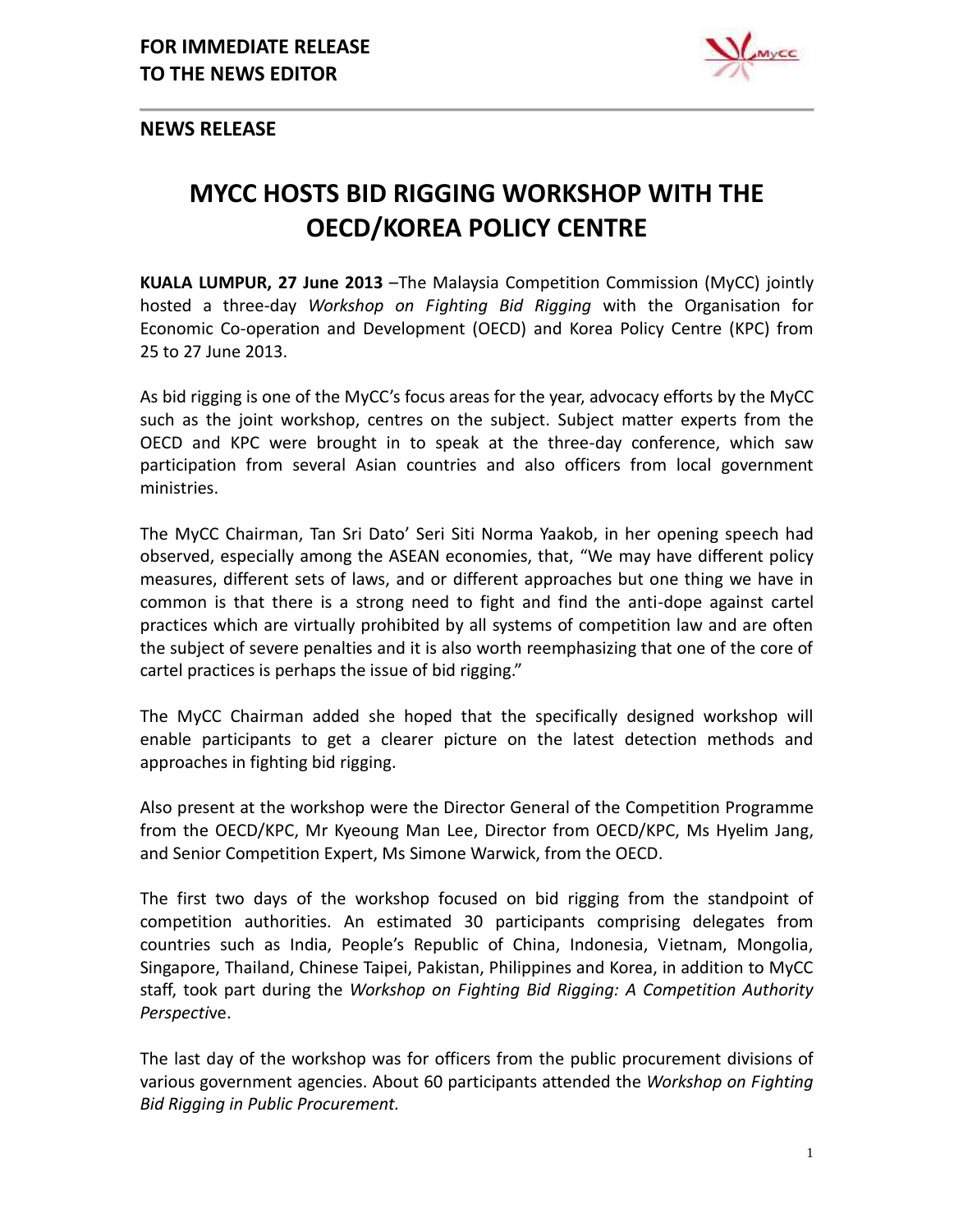**FOR IMMEDIATE RELEASE**
**TO THE NEWS EDITOR**

**NEWS RELEASE**

# MYCC HOSTS BID RIGGING WORKSHOP WITH THE OECD/KOREA POLICY CENTRE

**KUALA LUMPUR, 27 June 2013** –The Malaysia Competition Commission (MyCC) jointly hosted a three-day *Workshop on Fighting Bid Rigging* with the Organisation for Economic Co-operation and Development (OECD) and Korea Policy Centre (KPC) from 25 to 27 June 2013.

As bid rigging is one of the MyCC's focus areas for the year, advocacy efforts by the MyCC such as the joint workshop, centres on the subject. Subject matter experts from the OECD and KPC were brought in to speak at the three-day conference, which saw participation from several Asian countries and also officers from local government ministries.

The MyCC Chairman, Tan Sri Dato' Seri Siti Norma Yaakob, in her opening speech had observed, especially among the ASEAN economies, that, "We may have different policy measures, different sets of laws, and or different approaches but one thing we have in common is that there is a strong need to fight and find the anti-dope against cartel practices which are virtually prohibited by all systems of competition law and are often the subject of severe penalties and it is also worth reemphasizing that one of the core of cartel practices is perhaps the issue of bid rigging."

The MyCC Chairman added she hoped that the specifically designed workshop will enable participants to get a clearer picture on the latest detection methods and approaches in fighting bid rigging.

Also present at the workshop were the Director General of the Competition Programme from the OECD/KPC, Mr Kyeoung Man Lee, Director from OECD/KPC, Ms Hyelim Jang, and Senior Competition Expert, Ms Simone Warwick, from the OECD.

The first two days of the workshop focused on bid rigging from the standpoint of competition authorities. An estimated 30 participants comprising delegates from countries such as India, People's Republic of China, Indonesia, Vietnam, Mongolia, Singapore, Thailand, Chinese Taipei, Pakistan, Philippines and Korea, in addition to MyCC staff, took part during the *Workshop on Fighting Bid Rigging: A Competition Authority Perspective*.

The last day of the workshop was for officers from the public procurement divisions of various government agencies. About 60 participants attended the *Workshop on Fighting Bid Rigging in Public Procurement.*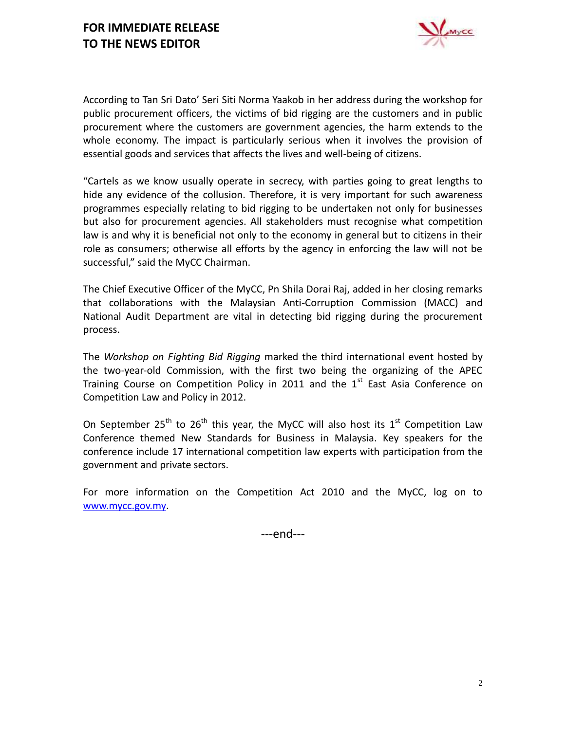According to Tan Sri Dato' Seri Siti Norma Yaakob in her address during the workshop for public procurement officers, the victims of bid rigging are the customers and in public procurement where the customers are government agencies, the harm extends to the whole economy. The impact is particularly serious when it involves the provision of essential goods and services that affects the lives and well-being of citizens.

"Cartels as we know usually operate in secrecy, with parties going to great lengths to hide any evidence of the collusion. Therefore, it is very important for such awareness programmes especially relating to bid rigging to be undertaken not only for businesses but also for procurement agencies. All stakeholders must recognise what competition law is and why it is beneficial not only to the economy in general but to citizens in their role as consumers; otherwise all efforts by the agency in enforcing the law will not be successful," said the MyCC Chairman.

The Chief Executive Officer of the MyCC, Pn Shila Dorai Raj, added in her closing remarks that collaborations with the Malaysian Anti-Corruption Commission (MACC) and National Audit Department are vital in detecting bid rigging during the procurement process.

The *Workshop on Fighting Bid Rigging* marked the third international event hosted by the two-year-old Commission, with the first two being the organizing of the APEC Training Course on Competition Policy in 2011 and the 1st East Asia Conference on Competition Law and Policy in 2012.

On September 25th to 26th this year, the MyCC will also host its 1st Competition Law Conference themed New Standards for Business in Malaysia. Key speakers for the conference include 17 international competition law experts with participation from the government and private sectors.

For more information on the Competition Act 2010 and the MyCC, log on to www.mycc.gov.my.

---end---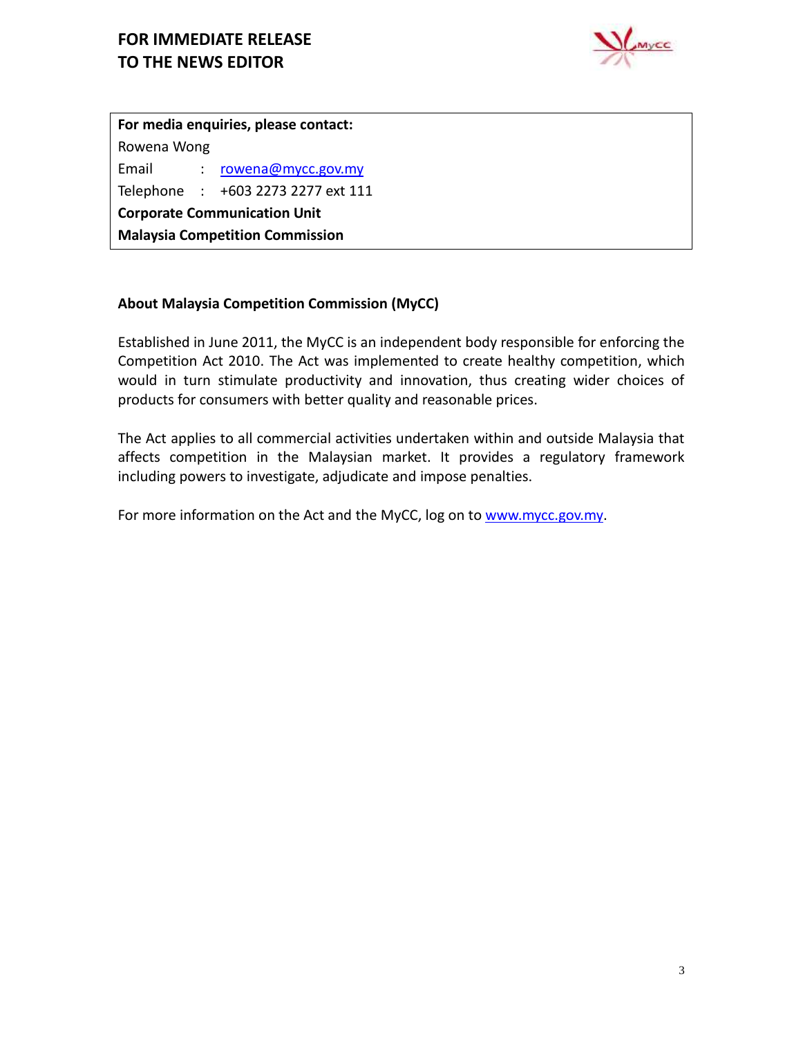**FOR IMMEDIATE RELEASE**
**TO THE NEWS EDITOR**

**For media enquiries, please contact:**
Rowena Wong
Email : rowena@mycc.gov.my
Telephone : +603 2273 2277 ext 111
**Corporate Communication Unit**
**Malaysia Competition Commission**

**About Malaysia Competition Commission (MyCC)**

Established in June 2011, the MyCC is an independent body responsible for enforcing the Competition Act 2010. The Act was implemented to create healthy competition, which would in turn stimulate productivity and innovation, thus creating wider choices of products for consumers with better quality and reasonable prices.

The Act applies to all commercial activities undertaken within and outside Malaysia that affects competition in the Malaysian market. It provides a regulatory framework including powers to investigate, adjudicate and impose penalties.

For more information on the Act and the MyCC, log on to www.mycc.gov.my.